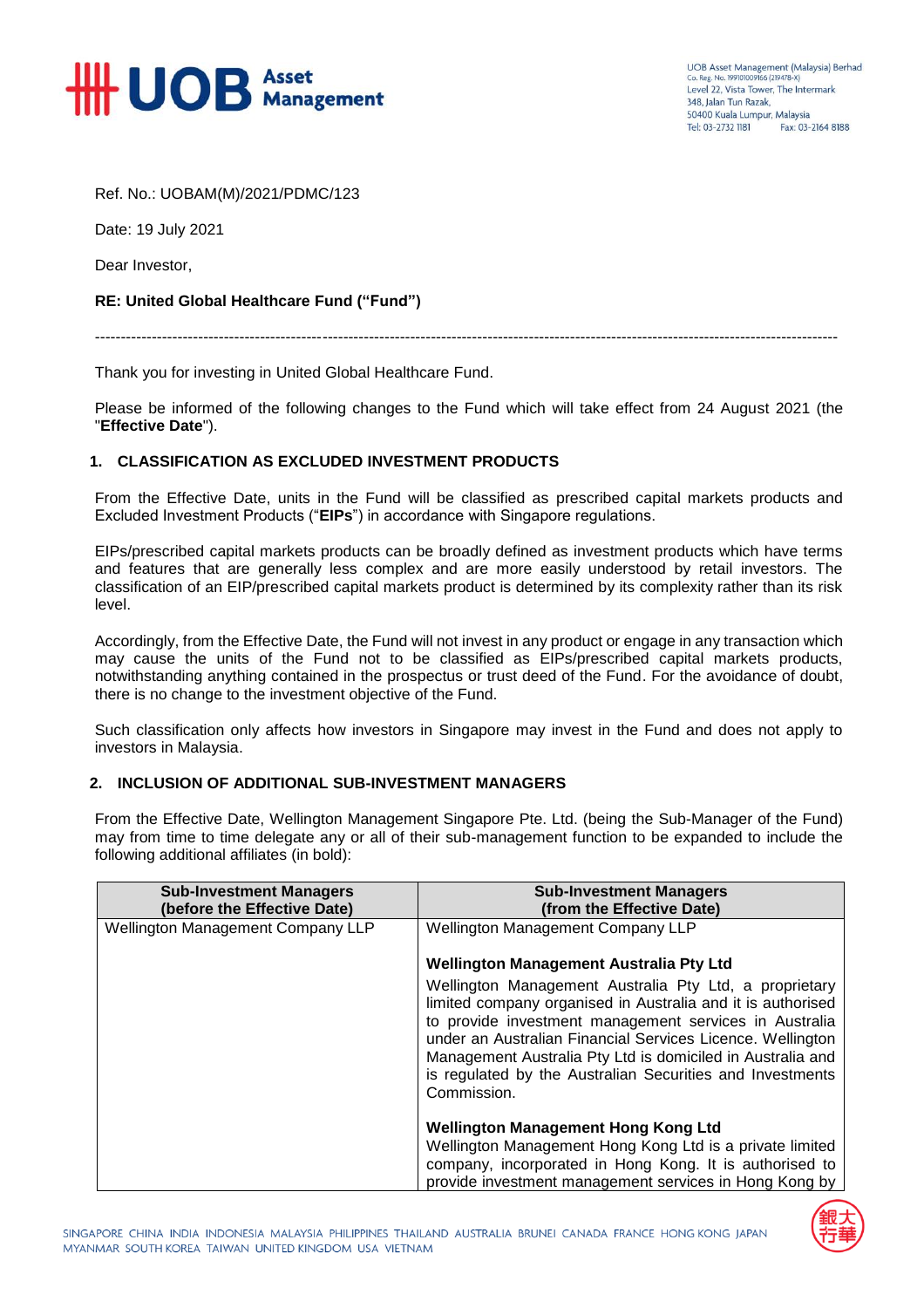Ref. No.: UOBAM(M)/2021/PDMC/123

Date: 19 July 2021

Dear Investor,

**RE: United Global Healthcare Fund ("Fund")**

---

Thank you for investing in United Global Healthcare Fund.

Please be informed of the following changes to the Fund which will take effect from 24 August 2021 (the "**Effective Date**").

## 1. CLASSIFICATION AS EXCLUDED INVESTMENT PRODUCTS

From the Effective Date, units in the Fund will be classified as prescribed capital markets products and Excluded Investment Products ("**EIPs**") in accordance with Singapore regulations.

EIPs/prescribed capital markets products can be broadly defined as investment products which have terms and features that are generally less complex and are more easily understood by retail investors. The classification of an EIP/prescribed capital markets product is determined by its complexity rather than its risk level.

Accordingly, from the Effective Date, the Fund will not invest in any product or engage in any transaction which may cause the units of the Fund not to be classified as EIPs/prescribed capital markets products, notwithstanding anything contained in the prospectus or trust deed of the Fund. For the avoidance of doubt, there is no change to the investment objective of the Fund.

Such classification only affects how investors in Singapore may invest in the Fund and does not apply to investors in Malaysia.

## 2. INCLUSION OF ADDITIONAL SUB-INVESTMENT MANAGERS

From the Effective Date, Wellington Management Singapore Pte. Ltd. (being the Sub-Manager of the Fund) may from time to time delegate any or all of their sub-management function to be expanded to include the following additional affiliates (in bold):

| Sub-Investment Managers (before the Effective Date) | Sub-Investment Managers (from the Effective Date) |
|---|---|
| Wellington Management Company LLP | Wellington Management Company LLP<br><br>**Wellington Management Australia Pty Ltd**<br>Wellington Management Australia Pty Ltd, a proprietary limited company organised in Australia and it is authorised to provide investment management services in Australia under an Australian Financial Services Licence. Wellington Management Australia Pty Ltd is domiciled in Australia and is regulated by the Australian Securities and Investments Commission.<br><br>**Wellington Management Hong Kong Ltd**<br>Wellington Management Hong Kong Ltd is a private limited company, incorporated in Hong Kong. It is authorised to provide investment management services in Hong Kong by |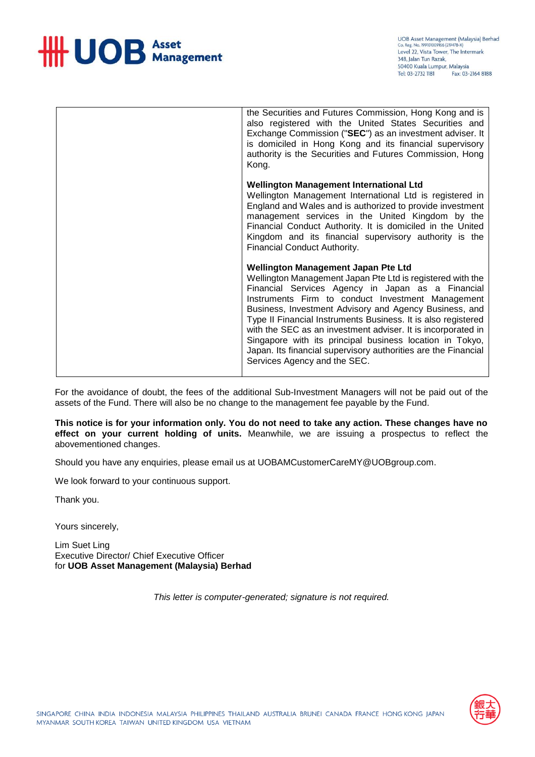| | |
|---|---|
| | the Securities and Futures Commission, Hong Kong and is also registered with the United States Securities and Exchange Commission ("**SEC**") as an investment adviser. It is domiciled in Hong Kong and its financial supervisory authority is the Securities and Futures Commission, Hong Kong.<br><br>**Wellington Management International Ltd**<br>Wellington Management International Ltd is registered in England and Wales and is authorized to provide investment management services in the United Kingdom by the Financial Conduct Authority. It is domiciled in the United Kingdom and its financial supervisory authority is the Financial Conduct Authority.<br><br>**Wellington Management Japan Pte Ltd**<br>Wellington Management Japan Pte Ltd is registered with the Financial Services Agency in Japan as a Financial Instruments Firm to conduct Investment Management Business, Investment Advisory and Agency Business, and Type II Financial Instruments Business. It is also registered with the SEC as an investment adviser. It is incorporated in Singapore with its principal business location in Tokyo, Japan. Its financial supervisory authorities are the Financial Services Agency and the SEC. |

For the avoidance of doubt, the fees of the additional Sub-Investment Managers will not be paid out of the assets of the Fund. There will also be no change to the management fee payable by the Fund.

**This notice is for your information only. You do not need to take any action. These changes have no effect on your current holding of units.** Meanwhile, we are issuing a prospectus to reflect the abovementioned changes.

Should you have any enquiries, please email us at UOBAMCustomerCareMY@UOBgroup.com.

We look forward to your continuous support.

Thank you.

Yours sincerely,

Lim Suet Ling
Executive Director/ Chief Executive Officer
for **UOB Asset Management (Malaysia) Berhad**

*This letter is computer-generated; signature is not required.*